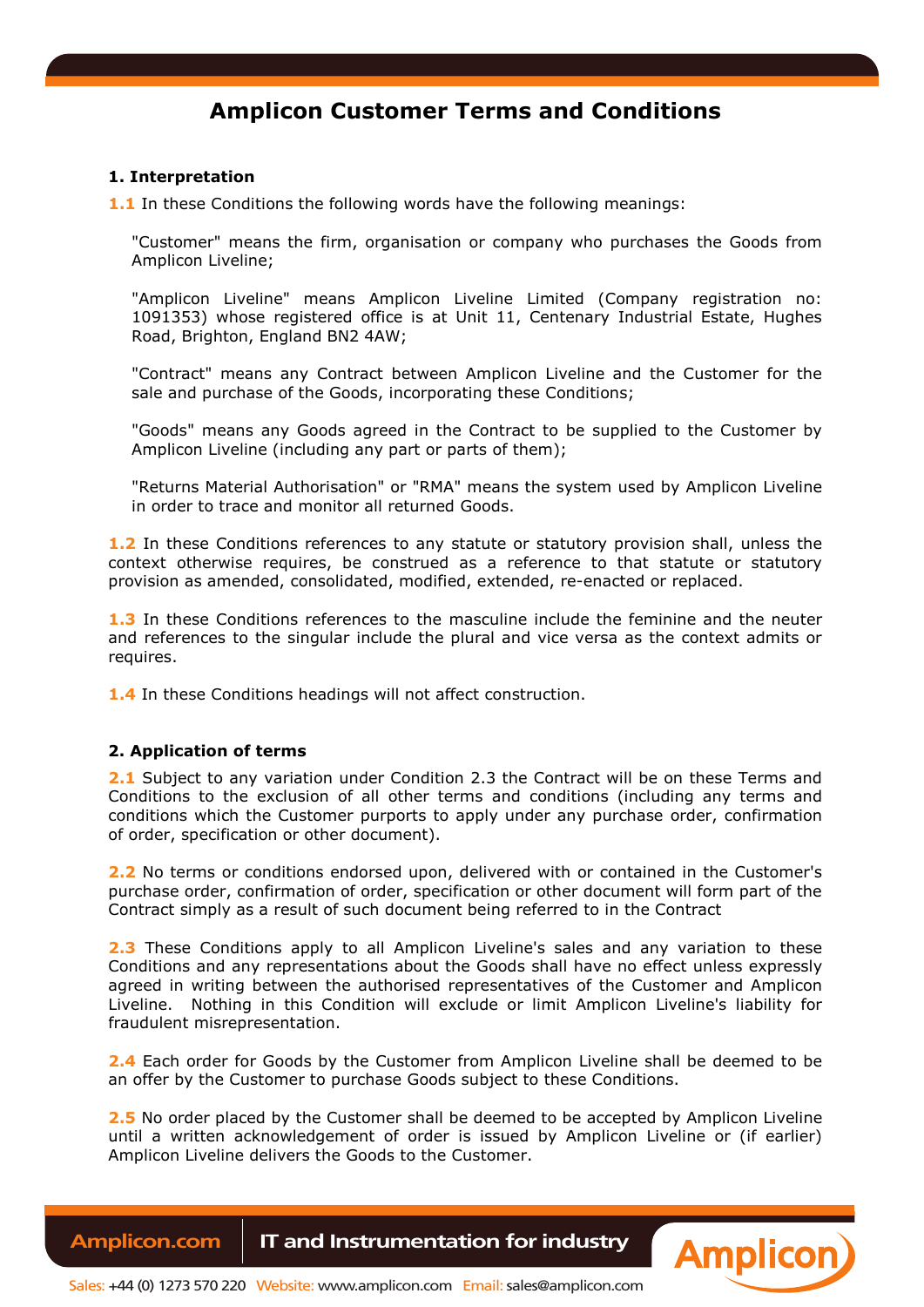# Amplicon Customer Terms and Conditions

## 1. Interpretation

**1.1** In these Conditions the following words have the following meanings:

"Customer" means the firm, organisation or company who purchases the Goods from Amplicon Liveline;

"Amplicon Liveline" means Amplicon Liveline Limited (Company registration no: 1091353) whose registered office is at Unit 11, Centenary Industrial Estate, Hughes Road, Brighton, England BN2 4AW;

"Contract" means any Contract between Amplicon Liveline and the Customer for the sale and purchase of the Goods, incorporating these Conditions;

"Goods" means any Goods agreed in the Contract to be supplied to the Customer by Amplicon Liveline (including any part or parts of them);

"Returns Material Authorisation" or "RMA" means the system used by Amplicon Liveline in order to trace and monitor all returned Goods.

**1.2** In these Conditions references to any statute or statutory provision shall, unless the context otherwise requires, be construed as a reference to that statute or statutory provision as amended, consolidated, modified, extended, re-enacted or replaced.

**1.3** In these Conditions references to the masculine include the feminine and the neuter and references to the singular include the plural and vice versa as the context admits or requires.

**1.4** In these Conditions headings will not affect construction.

## 2. Application of terms

**2.1** Subject to any variation under Condition 2.3 the Contract will be on these Terms and Conditions to the exclusion of all other terms and conditions (including any terms and conditions which the Customer purports to apply under any purchase order, confirmation of order, specification or other document).

**2.2** No terms or conditions endorsed upon, delivered with or contained in the Customer's purchase order, confirmation of order, specification or other document will form part of the Contract simply as a result of such document being referred to in the Contract

**2.3** These Conditions apply to all Amplicon Liveline's sales and any variation to these Conditions and any representations about the Goods shall have no effect unless expressly agreed in writing between the authorised representatives of the Customer and Amplicon Liveline. Nothing in this Condition will exclude or limit Amplicon Liveline's liability for fraudulent misrepresentation.

**2.4** Each order for Goods by the Customer from Amplicon Liveline shall be deemed to be an offer by the Customer to purchase Goods subject to these Conditions.

**2.5** No order placed by the Customer shall be deemed to be accepted by Amplicon Liveline until a written acknowledgement of order is issued by Amplicon Liveline or (if earlier) Amplicon Liveline delivers the Goods to the Customer.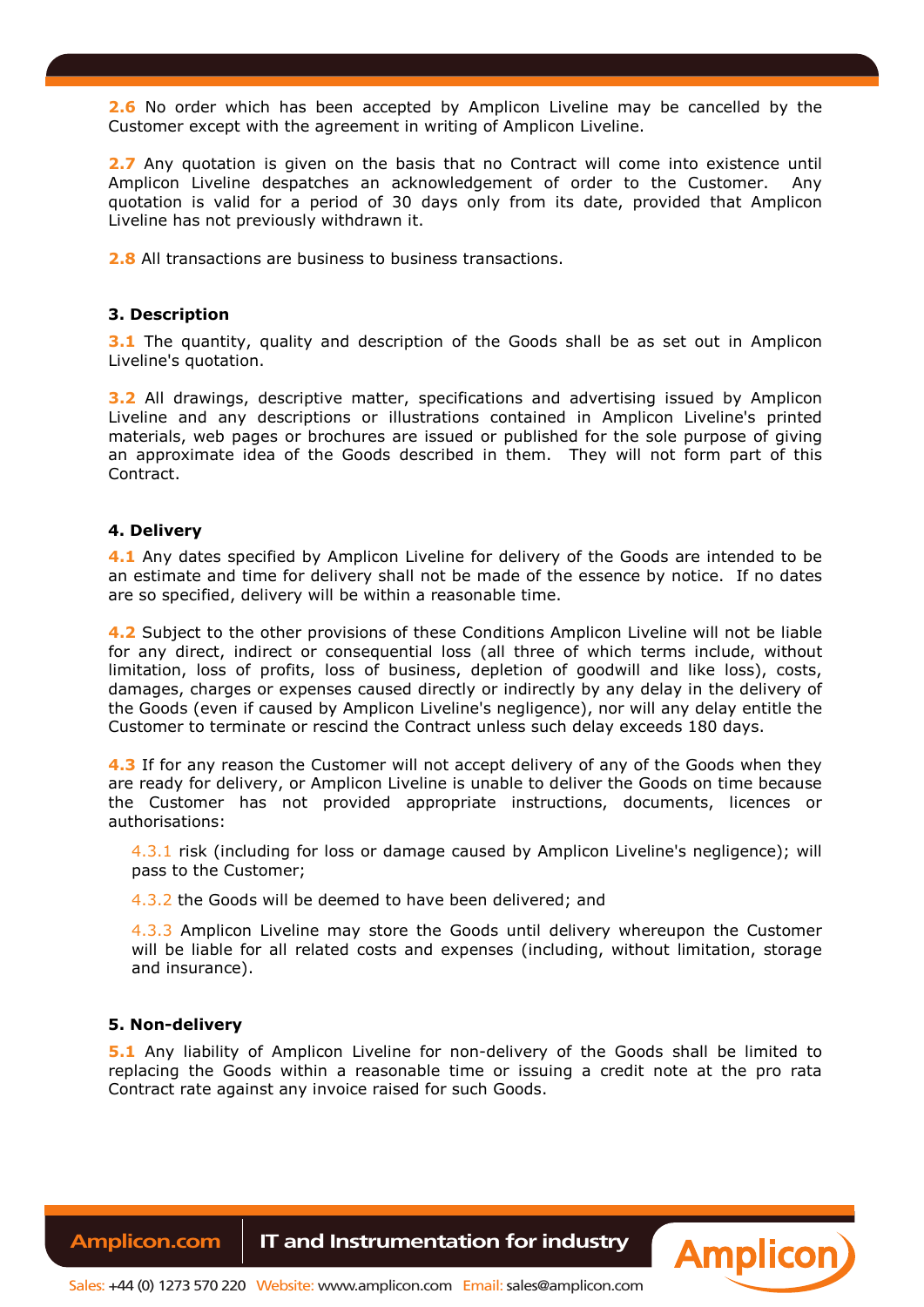**2.6** No order which has been accepted by Amplicon Liveline may be cancelled by the Customer except with the agreement in writing of Amplicon Liveline.

**2.7** Any quotation is given on the basis that no Contract will come into existence until Amplicon Liveline despatches an acknowledgement of order to the Customer. Any quotation is valid for a period of 30 days only from its date, provided that Amplicon Liveline has not previously withdrawn it.

**2.8** All transactions are business to business transactions.

### 3. Description

**3.1** The quantity, quality and description of the Goods shall be as set out in Amplicon Liveline's quotation.

**3.2** All drawings, descriptive matter, specifications and advertising issued by Amplicon Liveline and any descriptions or illustrations contained in Amplicon Liveline's printed materials, web pages or brochures are issued or published for the sole purpose of giving an approximate idea of the Goods described in them. They will not form part of this Contract.

### 4. Delivery

**4.1** Any dates specified by Amplicon Liveline for delivery of the Goods are intended to be an estimate and time for delivery shall not be made of the essence by notice. If no dates are so specified, delivery will be within a reasonable time.

**4.2** Subject to the other provisions of these Conditions Amplicon Liveline will not be liable for any direct, indirect or consequential loss (all three of which terms include, without limitation, loss of profits, loss of business, depletion of goodwill and like loss), costs, damages, charges or expenses caused directly or indirectly by any delay in the delivery of the Goods (even if caused by Amplicon Liveline's negligence), nor will any delay entitle the Customer to terminate or rescind the Contract unless such delay exceeds 180 days.

**4.3** If for any reason the Customer will not accept delivery of any of the Goods when they are ready for delivery, or Amplicon Liveline is unable to deliver the Goods on time because the Customer has not provided appropriate instructions, documents, licences or authorisations:

4.3.1 risk (including for loss or damage caused by Amplicon Liveline's negligence); will pass to the Customer;

4.3.2 the Goods will be deemed to have been delivered; and

4.3.3 Amplicon Liveline may store the Goods until delivery whereupon the Customer will be liable for all related costs and expenses (including, without limitation, storage and insurance).

### 5. Non-delivery

**5.1** Any liability of Amplicon Liveline for non-delivery of the Goods shall be limited to replacing the Goods within a reasonable time or issuing a credit note at the pro rata Contract rate against any invoice raised for such Goods.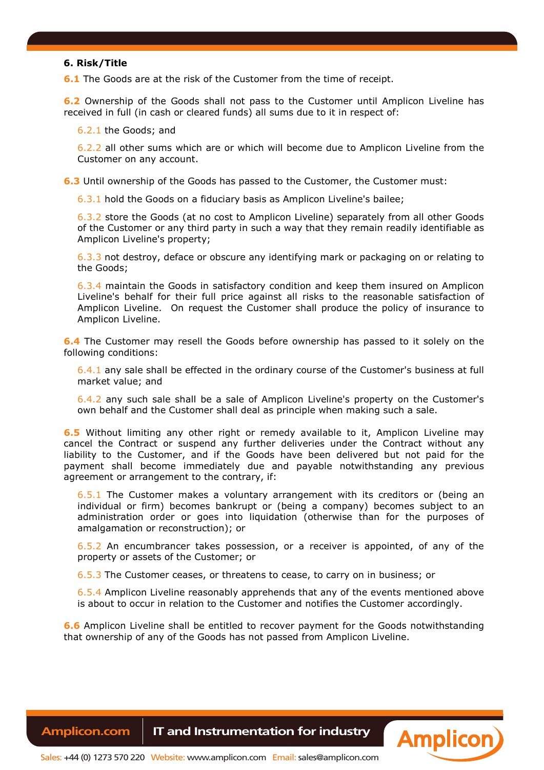**6. Risk/Title**

**6.1** The Goods are at the risk of the Customer from the time of receipt.

**6.2** Ownership of the Goods shall not pass to the Customer until Amplicon Liveline has received in full (in cash or cleared funds) all sums due to it in respect of:

6.2.1 the Goods; and

6.2.2 all other sums which are or which will become due to Amplicon Liveline from the Customer on any account.

**6.3** Until ownership of the Goods has passed to the Customer, the Customer must:

6.3.1 hold the Goods on a fiduciary basis as Amplicon Liveline's bailee;

6.3.2 store the Goods (at no cost to Amplicon Liveline) separately from all other Goods of the Customer or any third party in such a way that they remain readily identifiable as Amplicon Liveline's property;

6.3.3 not destroy, deface or obscure any identifying mark or packaging on or relating to the Goods;

6.3.4 maintain the Goods in satisfactory condition and keep them insured on Amplicon Liveline's behalf for their full price against all risks to the reasonable satisfaction of Amplicon Liveline. On request the Customer shall produce the policy of insurance to Amplicon Liveline.

**6.4** The Customer may resell the Goods before ownership has passed to it solely on the following conditions:

6.4.1 any sale shall be effected in the ordinary course of the Customer's business at full market value; and

6.4.2 any such sale shall be a sale of Amplicon Liveline's property on the Customer's own behalf and the Customer shall deal as principle when making such a sale.

**6.5** Without limiting any other right or remedy available to it, Amplicon Liveline may cancel the Contract or suspend any further deliveries under the Contract without any liability to the Customer, and if the Goods have been delivered but not paid for the payment shall become immediately due and payable notwithstanding any previous agreement or arrangement to the contrary, if:

6.5.1 The Customer makes a voluntary arrangement with its creditors or (being an individual or firm) becomes bankrupt or (being a company) becomes subject to an administration order or goes into liquidation (otherwise than for the purposes of amalgamation or reconstruction); or

6.5.2 An encumbrancer takes possession, or a receiver is appointed, of any of the property or assets of the Customer; or

6.5.3 The Customer ceases, or threatens to cease, to carry on in business; or

6.5.4 Amplicon Liveline reasonably apprehends that any of the events mentioned above is about to occur in relation to the Customer and notifies the Customer accordingly.

**6.6** Amplicon Liveline shall be entitled to recover payment for the Goods notwithstanding that ownership of any of the Goods has not passed from Amplicon Liveline.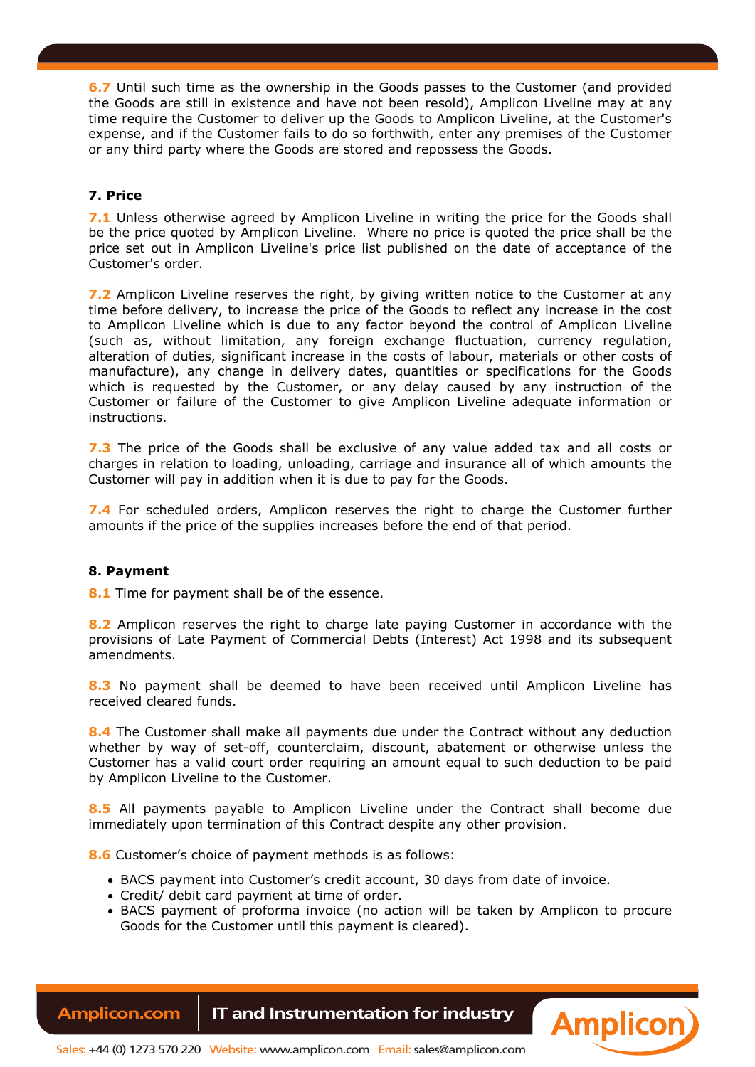**6.7** Until such time as the ownership in the Goods passes to the Customer (and provided the Goods are still in existence and have not been resold), Amplicon Liveline may at any time require the Customer to deliver up the Goods to Amplicon Liveline, at the Customer's expense, and if the Customer fails to do so forthwith, enter any premises of the Customer or any third party where the Goods are stored and repossess the Goods.

## 7. Price

**7.1** Unless otherwise agreed by Amplicon Liveline in writing the price for the Goods shall be the price quoted by Amplicon Liveline. Where no price is quoted the price shall be the price set out in Amplicon Liveline's price list published on the date of acceptance of the Customer's order.

**7.2** Amplicon Liveline reserves the right, by giving written notice to the Customer at any time before delivery, to increase the price of the Goods to reflect any increase in the cost to Amplicon Liveline which is due to any factor beyond the control of Amplicon Liveline (such as, without limitation, any foreign exchange fluctuation, currency regulation, alteration of duties, significant increase in the costs of labour, materials or other costs of manufacture), any change in delivery dates, quantities or specifications for the Goods which is requested by the Customer, or any delay caused by any instruction of the Customer or failure of the Customer to give Amplicon Liveline adequate information or instructions.

**7.3** The price of the Goods shall be exclusive of any value added tax and all costs or charges in relation to loading, unloading, carriage and insurance all of which amounts the Customer will pay in addition when it is due to pay for the Goods.

**7.4** For scheduled orders, Amplicon reserves the right to charge the Customer further amounts if the price of the supplies increases before the end of that period.

## 8. Payment

**8.1** Time for payment shall be of the essence.

**8.2** Amplicon reserves the right to charge late paying Customer in accordance with the provisions of Late Payment of Commercial Debts (Interest) Act 1998 and its subsequent amendments.

**8.3** No payment shall be deemed to have been received until Amplicon Liveline has received cleared funds.

**8.4** The Customer shall make all payments due under the Contract without any deduction whether by way of set-off, counterclaim, discount, abatement or otherwise unless the Customer has a valid court order requiring an amount equal to such deduction to be paid by Amplicon Liveline to the Customer.

**8.5** All payments payable to Amplicon Liveline under the Contract shall become due immediately upon termination of this Contract despite any other provision.

**8.6** Customer's choice of payment methods is as follows:

- BACS payment into Customer's credit account, 30 days from date of invoice.
- Credit/ debit card payment at time of order.
- BACS payment of proforma invoice (no action will be taken by Amplicon to procure Goods for the Customer until this payment is cleared).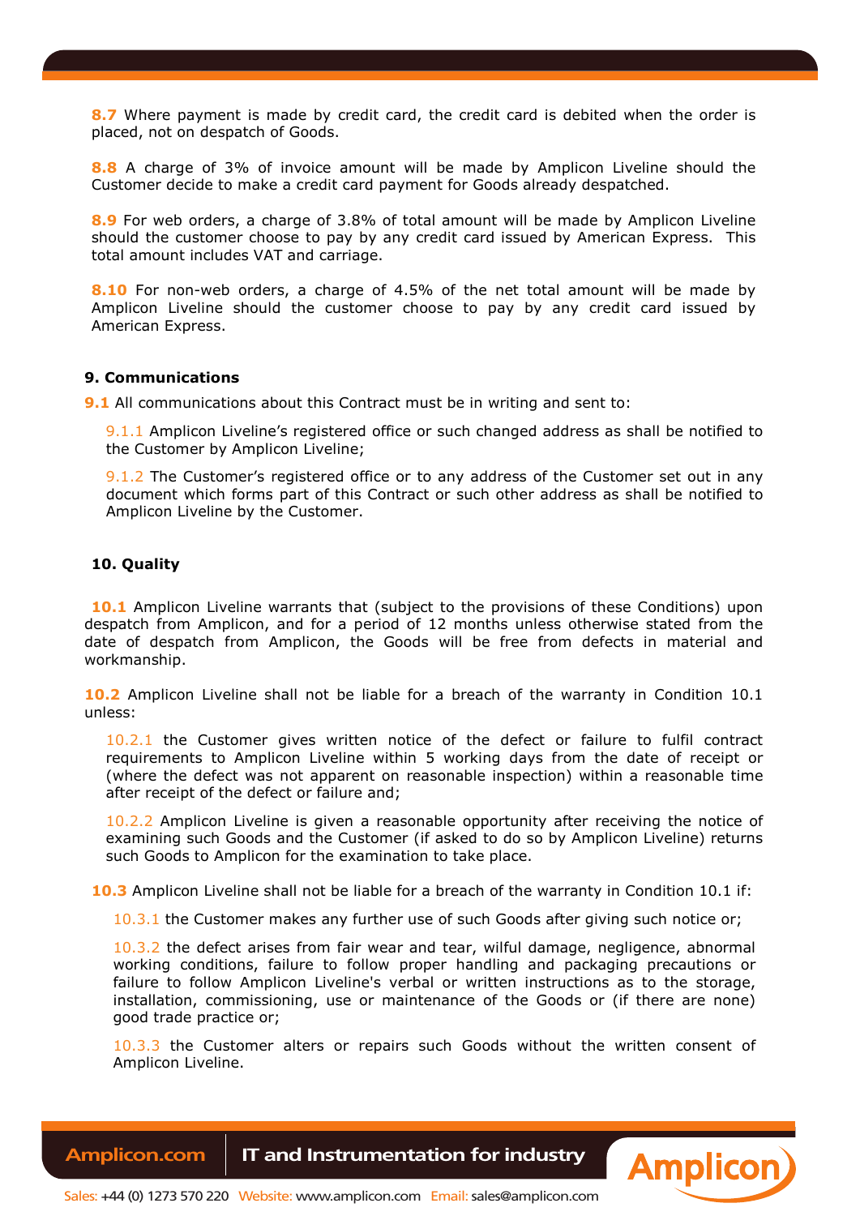**8.7** Where payment is made by credit card, the credit card is debited when the order is placed, not on despatch of Goods.

**8.8** A charge of 3% of invoice amount will be made by Amplicon Liveline should the Customer decide to make a credit card payment for Goods already despatched.

**8.9** For web orders, a charge of 3.8% of total amount will be made by Amplicon Liveline should the customer choose to pay by any credit card issued by American Express. This total amount includes VAT and carriage.

**8.10** For non-web orders, a charge of 4.5% of the net total amount will be made by Amplicon Liveline should the customer choose to pay by any credit card issued by American Express.

### 9. Communications

**9.1** All communications about this Contract must be in writing and sent to:

9.1.1 Amplicon Liveline's registered office or such changed address as shall be notified to the Customer by Amplicon Liveline;

9.1.2 The Customer's registered office or to any address of the Customer set out in any document which forms part of this Contract or such other address as shall be notified to Amplicon Liveline by the Customer.

### 10. Quality

**10.1** Amplicon Liveline warrants that (subject to the provisions of these Conditions) upon despatch from Amplicon, and for a period of 12 months unless otherwise stated from the date of despatch from Amplicon, the Goods will be free from defects in material and workmanship.

**10.2** Amplicon Liveline shall not be liable for a breach of the warranty in Condition 10.1 unless:

10.2.1 the Customer gives written notice of the defect or failure to fulfil contract requirements to Amplicon Liveline within 5 working days from the date of receipt or (where the defect was not apparent on reasonable inspection) within a reasonable time after receipt of the defect or failure and;

10.2.2 Amplicon Liveline is given a reasonable opportunity after receiving the notice of examining such Goods and the Customer (if asked to do so by Amplicon Liveline) returns such Goods to Amplicon for the examination to take place.

**10.3** Amplicon Liveline shall not be liable for a breach of the warranty in Condition 10.1 if:

10.3.1 the Customer makes any further use of such Goods after giving such notice or;

10.3.2 the defect arises from fair wear and tear, wilful damage, negligence, abnormal working conditions, failure to follow proper handling and packaging precautions or failure to follow Amplicon Liveline's verbal or written instructions as to the storage, installation, commissioning, use or maintenance of the Goods or (if there are none) good trade practice or;

10.3.3 the Customer alters or repairs such Goods without the written consent of Amplicon Liveline.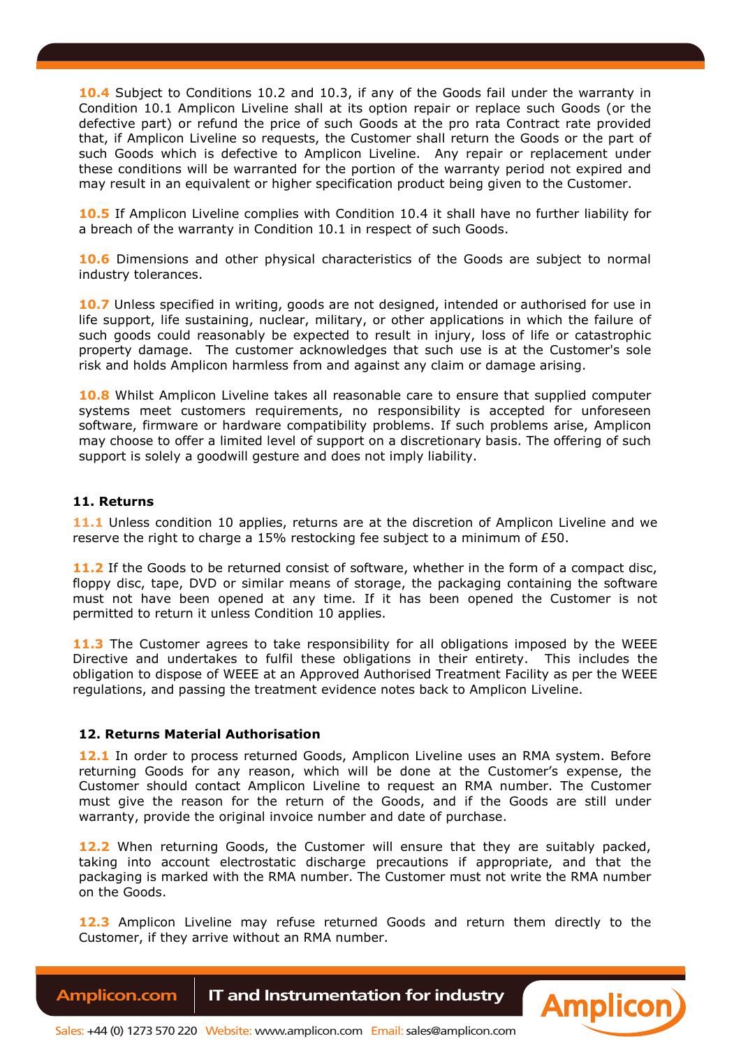**10.4** Subject to Conditions 10.2 and 10.3, if any of the Goods fail under the warranty in Condition 10.1 Amplicon Liveline shall at its option repair or replace such Goods (or the defective part) or refund the price of such Goods at the pro rata Contract rate provided that, if Amplicon Liveline so requests, the Customer shall return the Goods or the part of such Goods which is defective to Amplicon Liveline. Any repair or replacement under these conditions will be warranted for the portion of the warranty period not expired and may result in an equivalent or higher specification product being given to the Customer.

**10.5** If Amplicon Liveline complies with Condition 10.4 it shall have no further liability for a breach of the warranty in Condition 10.1 in respect of such Goods.

**10.6** Dimensions and other physical characteristics of the Goods are subject to normal industry tolerances.

**10.7** Unless specified in writing, goods are not designed, intended or authorised for use in life support, life sustaining, nuclear, military, or other applications in which the failure of such goods could reasonably be expected to result in injury, loss of life or catastrophic property damage. The customer acknowledges that such use is at the Customer's sole risk and holds Amplicon harmless from and against any claim or damage arising.

**10.8** Whilst Amplicon Liveline takes all reasonable care to ensure that supplied computer systems meet customers requirements, no responsibility is accepted for unforeseen software, firmware or hardware compatibility problems. If such problems arise, Amplicon may choose to offer a limited level of support on a discretionary basis. The offering of such support is solely a goodwill gesture and does not imply liability.

### 11. Returns

**11.1** Unless condition 10 applies, returns are at the discretion of Amplicon Liveline and we reserve the right to charge a 15% restocking fee subject to a minimum of £50.

**11.2** If the Goods to be returned consist of software, whether in the form of a compact disc, floppy disc, tape, DVD or similar means of storage, the packaging containing the software must not have been opened at any time. If it has been opened the Customer is not permitted to return it unless Condition 10 applies.

**11.3** The Customer agrees to take responsibility for all obligations imposed by the WEEE Directive and undertakes to fulfil these obligations in their entirety. This includes the obligation to dispose of WEEE at an Approved Authorised Treatment Facility as per the WEEE regulations, and passing the treatment evidence notes back to Amplicon Liveline.

### 12. Returns Material Authorisation

**12.1** In order to process returned Goods, Amplicon Liveline uses an RMA system. Before returning Goods for any reason, which will be done at the Customer's expense, the Customer should contact Amplicon Liveline to request an RMA number. The Customer must give the reason for the return of the Goods, and if the Goods are still under warranty, provide the original invoice number and date of purchase.

**12.2** When returning Goods, the Customer will ensure that they are suitably packed, taking into account electrostatic discharge precautions if appropriate, and that the packaging is marked with the RMA number. The Customer must not write the RMA number on the Goods.

**12.3** Amplicon Liveline may refuse returned Goods and return them directly to the Customer, if they arrive without an RMA number.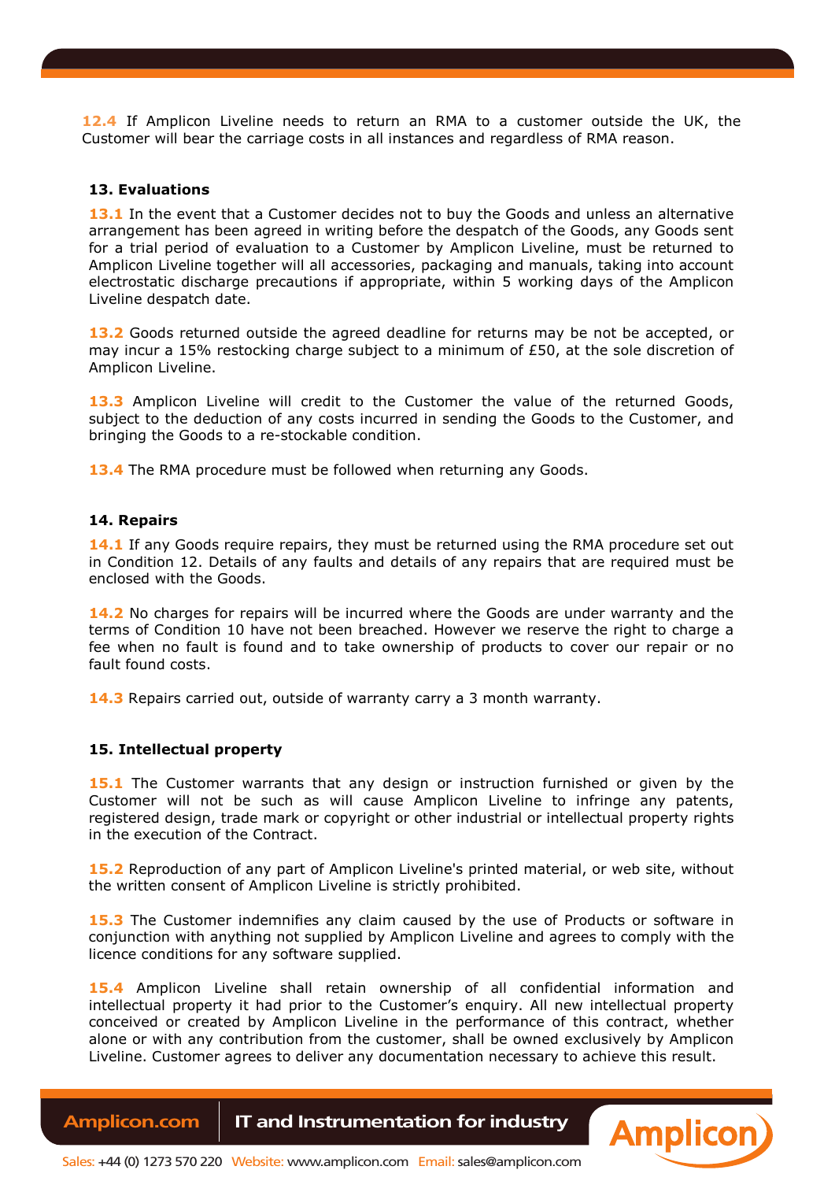**12.4** If Amplicon Liveline needs to return an RMA to a customer outside the UK, the Customer will bear the carriage costs in all instances and regardless of RMA reason.

### 13. Evaluations

**13.1** In the event that a Customer decides not to buy the Goods and unless an alternative arrangement has been agreed in writing before the despatch of the Goods, any Goods sent for a trial period of evaluation to a Customer by Amplicon Liveline, must be returned to Amplicon Liveline together will all accessories, packaging and manuals, taking into account electrostatic discharge precautions if appropriate, within 5 working days of the Amplicon Liveline despatch date.

**13.2** Goods returned outside the agreed deadline for returns may be not be accepted, or may incur a 15% restocking charge subject to a minimum of £50, at the sole discretion of Amplicon Liveline.

**13.3** Amplicon Liveline will credit to the Customer the value of the returned Goods, subject to the deduction of any costs incurred in sending the Goods to the Customer, and bringing the Goods to a re-stockable condition.

**13.4** The RMA procedure must be followed when returning any Goods.

### 14. Repairs

**14.1** If any Goods require repairs, they must be returned using the RMA procedure set out in Condition 12. Details of any faults and details of any repairs that are required must be enclosed with the Goods.

**14.2** No charges for repairs will be incurred where the Goods are under warranty and the terms of Condition 10 have not been breached. However we reserve the right to charge a fee when no fault is found and to take ownership of products to cover our repair or no fault found costs.

**14.3** Repairs carried out, outside of warranty carry a 3 month warranty.

### 15. Intellectual property

**15.1** The Customer warrants that any design or instruction furnished or given by the Customer will not be such as will cause Amplicon Liveline to infringe any patents, registered design, trade mark or copyright or other industrial or intellectual property rights in the execution of the Contract.

**15.2** Reproduction of any part of Amplicon Liveline's printed material, or web site, without the written consent of Amplicon Liveline is strictly prohibited.

**15.3** The Customer indemnifies any claim caused by the use of Products or software in conjunction with anything not supplied by Amplicon Liveline and agrees to comply with the licence conditions for any software supplied.

**15.4** Amplicon Liveline shall retain ownership of all confidential information and intellectual property it had prior to the Customer's enquiry. All new intellectual property conceived or created by Amplicon Liveline in the performance of this contract, whether alone or with any contribution from the customer, shall be owned exclusively by Amplicon Liveline. Customer agrees to deliver any documentation necessary to achieve this result.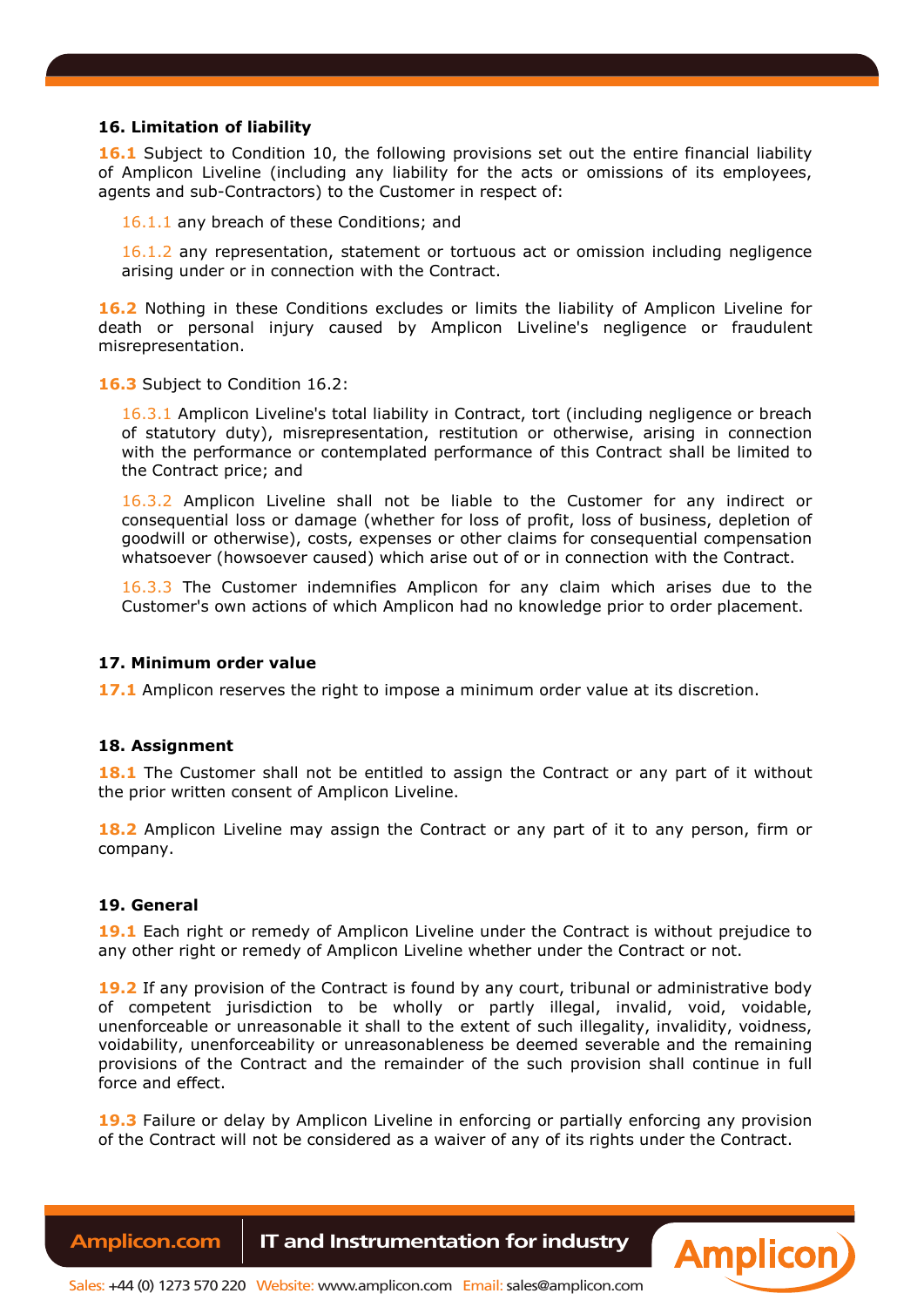### 16. Limitation of liability

**16.1** Subject to Condition 10, the following provisions set out the entire financial liability of Amplicon Liveline (including any liability for the acts or omissions of its employees, agents and sub-Contractors) to the Customer in respect of:

16.1.1 any breach of these Conditions; and

16.1.2 any representation, statement or tortuous act or omission including negligence arising under or in connection with the Contract.

**16.2** Nothing in these Conditions excludes or limits the liability of Amplicon Liveline for death or personal injury caused by Amplicon Liveline's negligence or fraudulent misrepresentation.

**16.3** Subject to Condition 16.2:

16.3.1 Amplicon Liveline's total liability in Contract, tort (including negligence or breach of statutory duty), misrepresentation, restitution or otherwise, arising in connection with the performance or contemplated performance of this Contract shall be limited to the Contract price; and

16.3.2 Amplicon Liveline shall not be liable to the Customer for any indirect or consequential loss or damage (whether for loss of profit, loss of business, depletion of goodwill or otherwise), costs, expenses or other claims for consequential compensation whatsoever (howsoever caused) which arise out of or in connection with the Contract.

16.3.3 The Customer indemnifies Amplicon for any claim which arises due to the Customer's own actions of which Amplicon had no knowledge prior to order placement.

### 17. Minimum order value

**17.1** Amplicon reserves the right to impose a minimum order value at its discretion.

### 18. Assignment

**18.1** The Customer shall not be entitled to assign the Contract or any part of it without the prior written consent of Amplicon Liveline.

**18.2** Amplicon Liveline may assign the Contract or any part of it to any person, firm or company.

### 19. General

**19.1** Each right or remedy of Amplicon Liveline under the Contract is without prejudice to any other right or remedy of Amplicon Liveline whether under the Contract or not.

**19.2** If any provision of the Contract is found by any court, tribunal or administrative body of competent jurisdiction to be wholly or partly illegal, invalid, void, voidable, unenforceable or unreasonable it shall to the extent of such illegality, invalidity, voidness, voidability, unenforceability or unreasonableness be deemed severable and the remaining provisions of the Contract and the remainder of the such provision shall continue in full force and effect.

**19.3** Failure or delay by Amplicon Liveline in enforcing or partially enforcing any provision of the Contract will not be considered as a waiver of any of its rights under the Contract.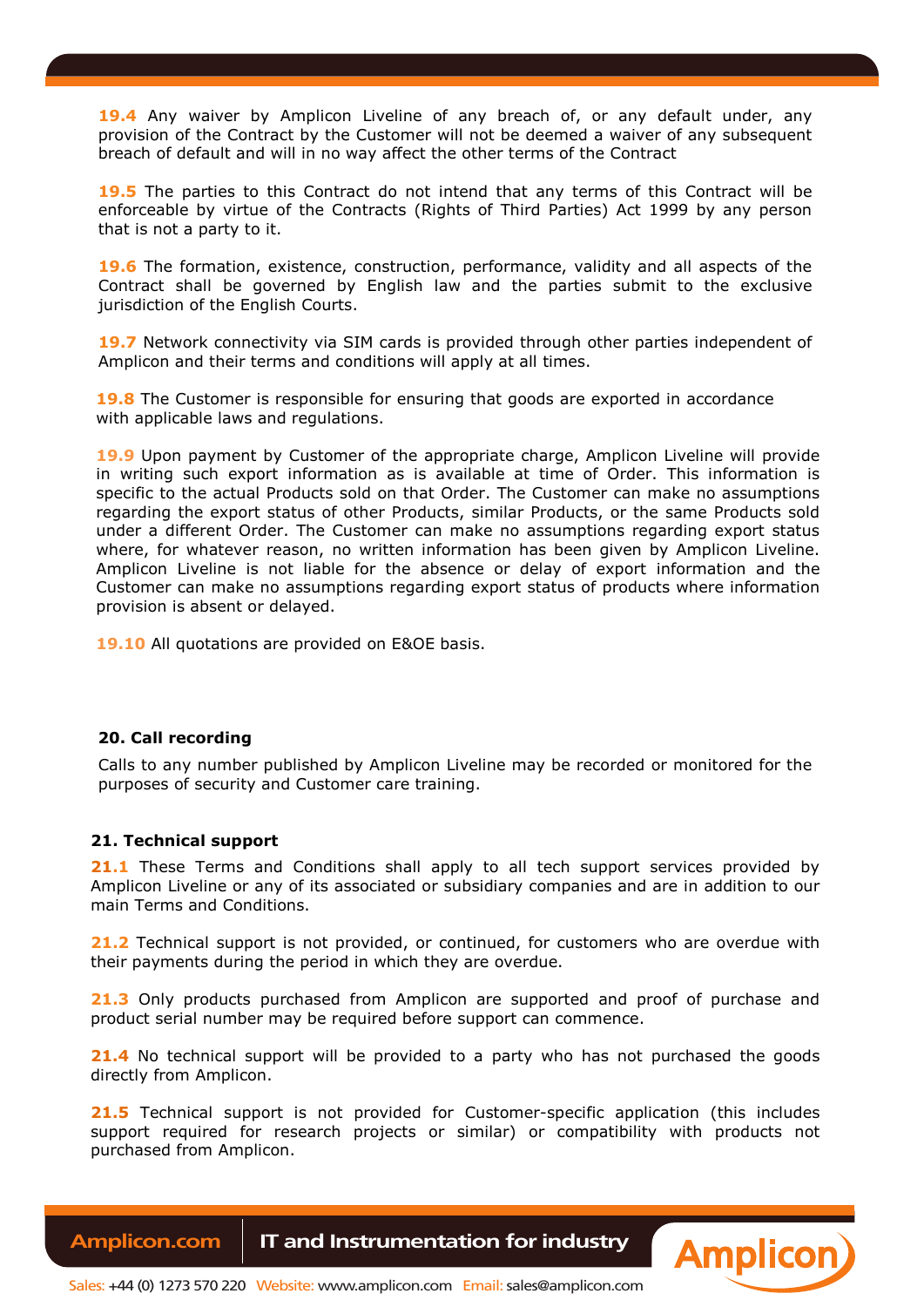**19.4** Any waiver by Amplicon Liveline of any breach of, or any default under, any provision of the Contract by the Customer will not be deemed a waiver of any subsequent breach of default and will in no way affect the other terms of the Contract

**19.5** The parties to this Contract do not intend that any terms of this Contract will be enforceable by virtue of the Contracts (Rights of Third Parties) Act 1999 by any person that is not a party to it.

**19.6** The formation, existence, construction, performance, validity and all aspects of the Contract shall be governed by English law and the parties submit to the exclusive jurisdiction of the English Courts.

**19.7** Network connectivity via SIM cards is provided through other parties independent of Amplicon and their terms and conditions will apply at all times.

**19.8** The Customer is responsible for ensuring that goods are exported in accordance with applicable laws and regulations.

**19.9** Upon payment by Customer of the appropriate charge, Amplicon Liveline will provide in writing such export information as is available at time of Order. This information is specific to the actual Products sold on that Order. The Customer can make no assumptions regarding the export status of other Products, similar Products, or the same Products sold under a different Order. The Customer can make no assumptions regarding export status where, for whatever reason, no written information has been given by Amplicon Liveline. Amplicon Liveline is not liable for the absence or delay of export information and the Customer can make no assumptions regarding export status of products where information provision is absent or delayed.

**19.10** All quotations are provided on E&OE basis.

### 20. Call recording

Calls to any number published by Amplicon Liveline may be recorded or monitored for the purposes of security and Customer care training.

### 21. Technical support

**21.1** These Terms and Conditions shall apply to all tech support services provided by Amplicon Liveline or any of its associated or subsidiary companies and are in addition to our main Terms and Conditions.

**21.2** Technical support is not provided, or continued, for customers who are overdue with their payments during the period in which they are overdue.

**21.3** Only products purchased from Amplicon are supported and proof of purchase and product serial number may be required before support can commence.

**21.4** No technical support will be provided to a party who has not purchased the goods directly from Amplicon.

**21.5** Technical support is not provided for Customer-specific application (this includes support required for research projects or similar) or compatibility with products not purchased from Amplicon.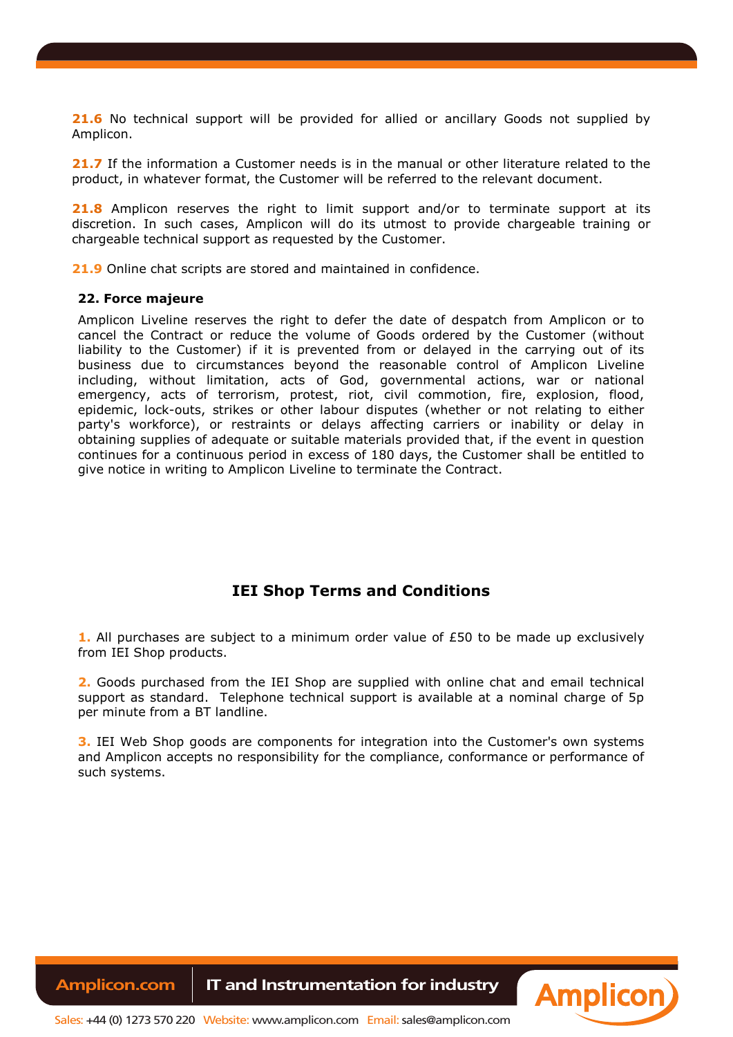**21.6** No technical support will be provided for allied or ancillary Goods not supplied by Amplicon.

**21.7** If the information a Customer needs is in the manual or other literature related to the product, in whatever format, the Customer will be referred to the relevant document.

**21.8** Amplicon reserves the right to limit support and/or to terminate support at its discretion. In such cases, Amplicon will do its utmost to provide chargeable training or chargeable technical support as requested by the Customer.

**21.9** Online chat scripts are stored and maintained in confidence.

### 22. Force majeure

Amplicon Liveline reserves the right to defer the date of despatch from Amplicon or to cancel the Contract or reduce the volume of Goods ordered by the Customer (without liability to the Customer) if it is prevented from or delayed in the carrying out of its business due to circumstances beyond the reasonable control of Amplicon Liveline including, without limitation, acts of God, governmental actions, war or national emergency, acts of terrorism, protest, riot, civil commotion, fire, explosion, flood, epidemic, lock-outs, strikes or other labour disputes (whether or not relating to either party's workforce), or restraints or delays affecting carriers or inability or delay in obtaining supplies of adequate or suitable materials provided that, if the event in question continues for a continuous period in excess of 180 days, the Customer shall be entitled to give notice in writing to Amplicon Liveline to terminate the Contract.

## IEI Shop Terms and Conditions

**1.** All purchases are subject to a minimum order value of £50 to be made up exclusively from IEI Shop products.

**2.** Goods purchased from the IEI Shop are supplied with online chat and email technical support as standard. Telephone technical support is available at a nominal charge of 5p per minute from a BT landline.

**3.** IEI Web Shop goods are components for integration into the Customer's own systems and Amplicon accepts no responsibility for the compliance, conformance or performance of such systems.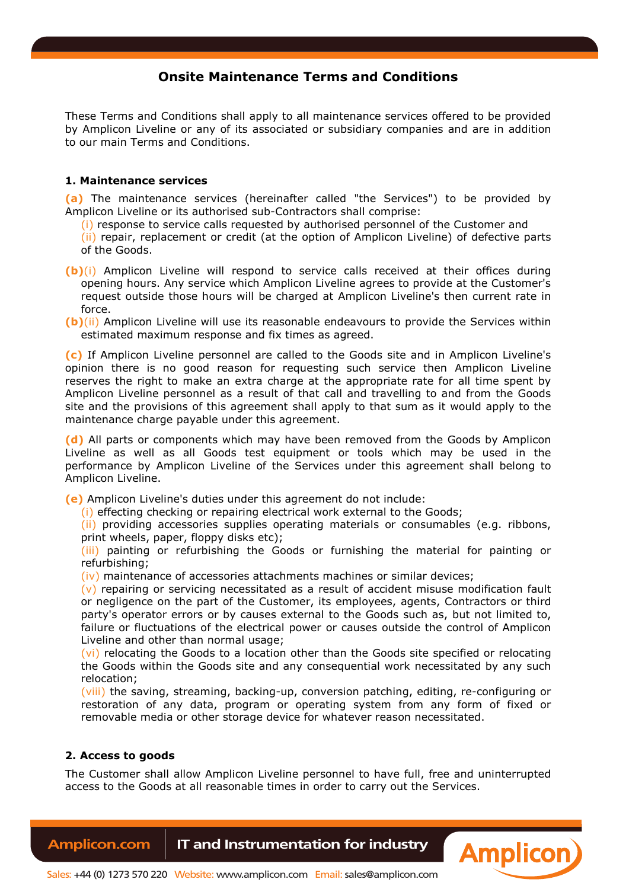# Onsite Maintenance Terms and Conditions

These Terms and Conditions shall apply to all maintenance services offered to be provided by Amplicon Liveline or any of its associated or subsidiary companies and are in addition to our main Terms and Conditions.

### 1. Maintenance services

**(a)** The maintenance services (hereinafter called "the Services") to be provided by Amplicon Liveline or its authorised sub-Contractors shall comprise:

(i) response to service calls requested by authorised personnel of the Customer and

(ii) repair, replacement or credit (at the option of Amplicon Liveline) of defective parts of the Goods.

**(b)**(i) Amplicon Liveline will respond to service calls received at their offices during opening hours. Any service which Amplicon Liveline agrees to provide at the Customer's request outside those hours will be charged at Amplicon Liveline's then current rate in force.

**(b)**(ii) Amplicon Liveline will use its reasonable endeavours to provide the Services within estimated maximum response and fix times as agreed.

**(c)** If Amplicon Liveline personnel are called to the Goods site and in Amplicon Liveline's opinion there is no good reason for requesting such service then Amplicon Liveline reserves the right to make an extra charge at the appropriate rate for all time spent by Amplicon Liveline personnel as a result of that call and travelling to and from the Goods site and the provisions of this agreement shall apply to that sum as it would apply to the maintenance charge payable under this agreement.

**(d)** All parts or components which may have been removed from the Goods by Amplicon Liveline as well as all Goods test equipment or tools which may be used in the performance by Amplicon Liveline of the Services under this agreement shall belong to Amplicon Liveline.

**(e)** Amplicon Liveline's duties under this agreement do not include:

(i) effecting checking or repairing electrical work external to the Goods;

(ii) providing accessories supplies operating materials or consumables (e.g. ribbons, print wheels, paper, floppy disks etc);

(iii) painting or refurbishing the Goods or furnishing the material for painting or refurbishing;

(iv) maintenance of accessories attachments machines or similar devices;

(v) repairing or servicing necessitated as a result of accident misuse modification fault or negligence on the part of the Customer, its employees, agents, Contractors or third party's operator errors or by causes external to the Goods such as, but not limited to, failure or fluctuations of the electrical power or causes outside the control of Amplicon Liveline and other than normal usage;

(vi) relocating the Goods to a location other than the Goods site specified or relocating the Goods within the Goods site and any consequential work necessitated by any such relocation;

(viii) the saving, streaming, backing-up, conversion patching, editing, re-configuring or restoration of any data, program or operating system from any form of fixed or removable media or other storage device for whatever reason necessitated.

### 2. Access to goods

The Customer shall allow Amplicon Liveline personnel to have full, free and uninterrupted access to the Goods at all reasonable times in order to carry out the Services.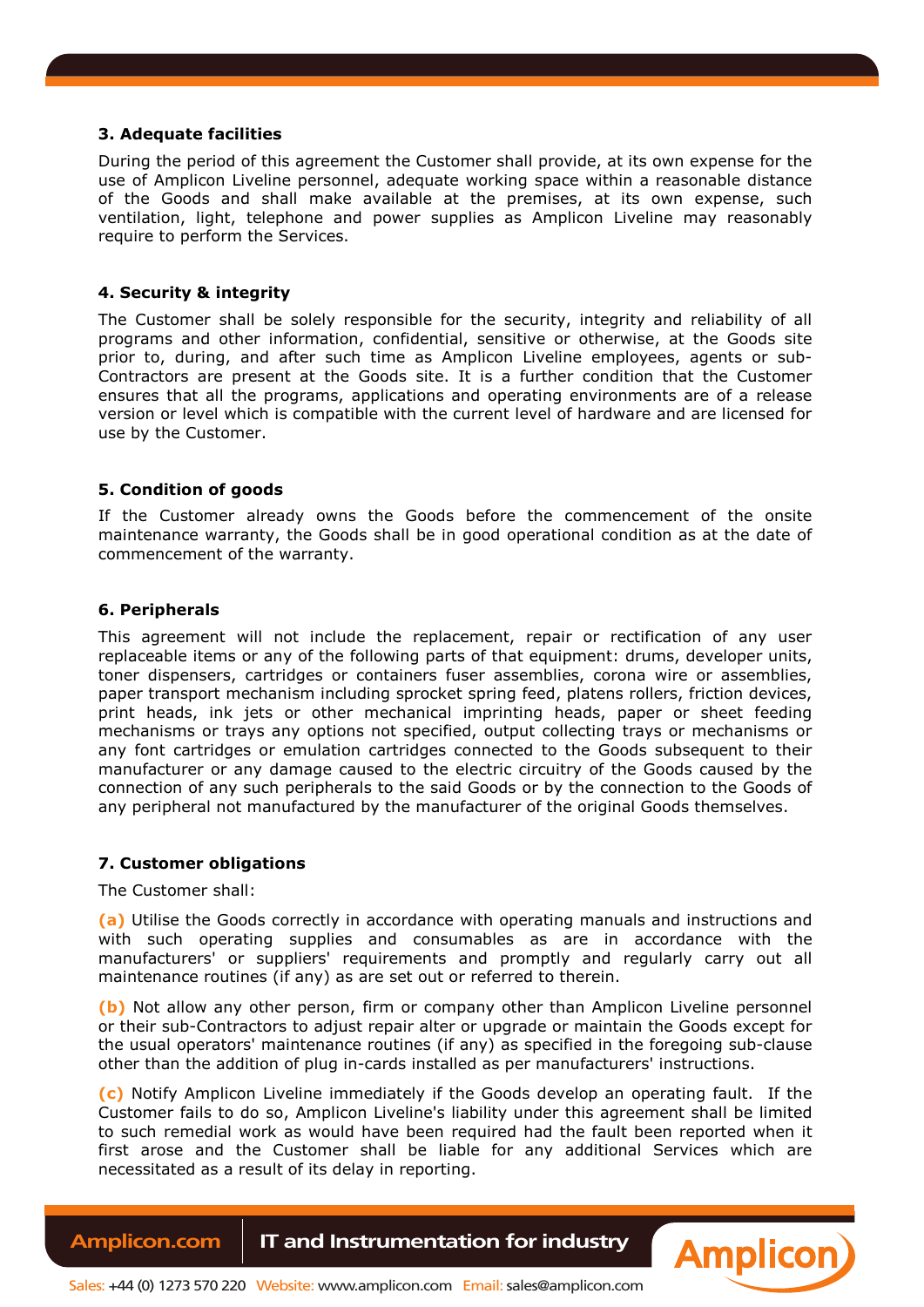**3. Adequate facilities**

During the period of this agreement the Customer shall provide, at its own expense for the use of Amplicon Liveline personnel, adequate working space within a reasonable distance of the Goods and shall make available at the premises, at its own expense, such ventilation, light, telephone and power supplies as Amplicon Liveline may reasonably require to perform the Services.

**4. Security & integrity**

The Customer shall be solely responsible for the security, integrity and reliability of all programs and other information, confidential, sensitive or otherwise, at the Goods site prior to, during, and after such time as Amplicon Liveline employees, agents or sub-Contractors are present at the Goods site. It is a further condition that the Customer ensures that all the programs, applications and operating environments are of a release version or level which is compatible with the current level of hardware and are licensed for use by the Customer.

**5. Condition of goods**

If the Customer already owns the Goods before the commencement of the onsite maintenance warranty, the Goods shall be in good operational condition as at the date of commencement of the warranty.

**6. Peripherals**

This agreement will not include the replacement, repair or rectification of any user replaceable items or any of the following parts of that equipment: drums, developer units, toner dispensers, cartridges or containers fuser assemblies, corona wire or assemblies, paper transport mechanism including sprocket spring feed, platens rollers, friction devices, print heads, ink jets or other mechanical imprinting heads, paper or sheet feeding mechanisms or trays any options not specified, output collecting trays or mechanisms or any font cartridges or emulation cartridges connected to the Goods subsequent to their manufacturer or any damage caused to the electric circuitry of the Goods caused by the connection of any such peripherals to the said Goods or by the connection to the Goods of any peripheral not manufactured by the manufacturer of the original Goods themselves.

**7. Customer obligations**

The Customer shall:

**(a)** Utilise the Goods correctly in accordance with operating manuals and instructions and with such operating supplies and consumables as are in accordance with the manufacturers' or suppliers' requirements and promptly and regularly carry out all maintenance routines (if any) as are set out or referred to therein.

**(b)** Not allow any other person, firm or company other than Amplicon Liveline personnel or their sub-Contractors to adjust repair alter or upgrade or maintain the Goods except for the usual operators' maintenance routines (if any) as specified in the foregoing sub-clause other than the addition of plug in-cards installed as per manufacturers' instructions.

**(c)** Notify Amplicon Liveline immediately if the Goods develop an operating fault. If the Customer fails to do so, Amplicon Liveline's liability under this agreement shall be limited to such remedial work as would have been required had the fault been reported when it first arose and the Customer shall be liable for any additional Services which are necessitated as a result of its delay in reporting.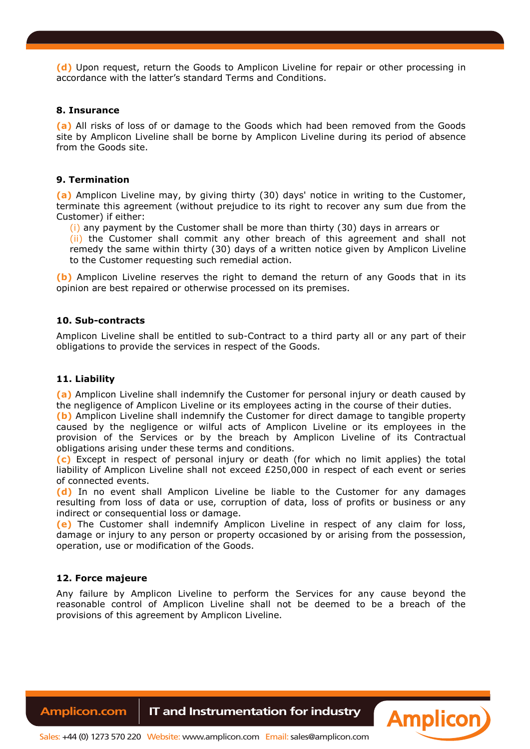**(d)** Upon request, return the Goods to Amplicon Liveline for repair or other processing in accordance with the latter's standard Terms and Conditions.

#### 8. Insurance

**(a)** All risks of loss of or damage to the Goods which had been removed from the Goods site by Amplicon Liveline shall be borne by Amplicon Liveline during its period of absence from the Goods site.

#### 9. Termination

**(a)** Amplicon Liveline may, by giving thirty (30) days' notice in writing to the Customer, terminate this agreement (without prejudice to its right to recover any sum due from the Customer) if either:

(i) any payment by the Customer shall be more than thirty (30) days in arrears or

(ii) the Customer shall commit any other breach of this agreement and shall not remedy the same within thirty (30) days of a written notice given by Amplicon Liveline to the Customer requesting such remedial action.

**(b)** Amplicon Liveline reserves the right to demand the return of any Goods that in its opinion are best repaired or otherwise processed on its premises.

#### 10. Sub-contracts

Amplicon Liveline shall be entitled to sub-Contract to a third party all or any part of their obligations to provide the services in respect of the Goods.

#### 11. Liability

**(a)** Amplicon Liveline shall indemnify the Customer for personal injury or death caused by the negligence of Amplicon Liveline or its employees acting in the course of their duties.
**(b)** Amplicon Liveline shall indemnify the Customer for direct damage to tangible property caused by the negligence or wilful acts of Amplicon Liveline or its employees in the provision of the Services or by the breach by Amplicon Liveline of its Contractual obligations arising under these terms and conditions.
**(c)** Except in respect of personal injury or death (for which no limit applies) the total liability of Amplicon Liveline shall not exceed £250,000 in respect of each event or series of connected events.
**(d)** In no event shall Amplicon Liveline be liable to the Customer for any damages resulting from loss of data or use, corruption of data, loss of profits or business or any indirect or consequential loss or damage.
**(e)** The Customer shall indemnify Amplicon Liveline in respect of any claim for loss, damage or injury to any person or property occasioned by or arising from the possession, operation, use or modification of the Goods.

#### 12. Force majeure

Any failure by Amplicon Liveline to perform the Services for any cause beyond the reasonable control of Amplicon Liveline shall not be deemed to be a breach of the provisions of this agreement by Amplicon Liveline.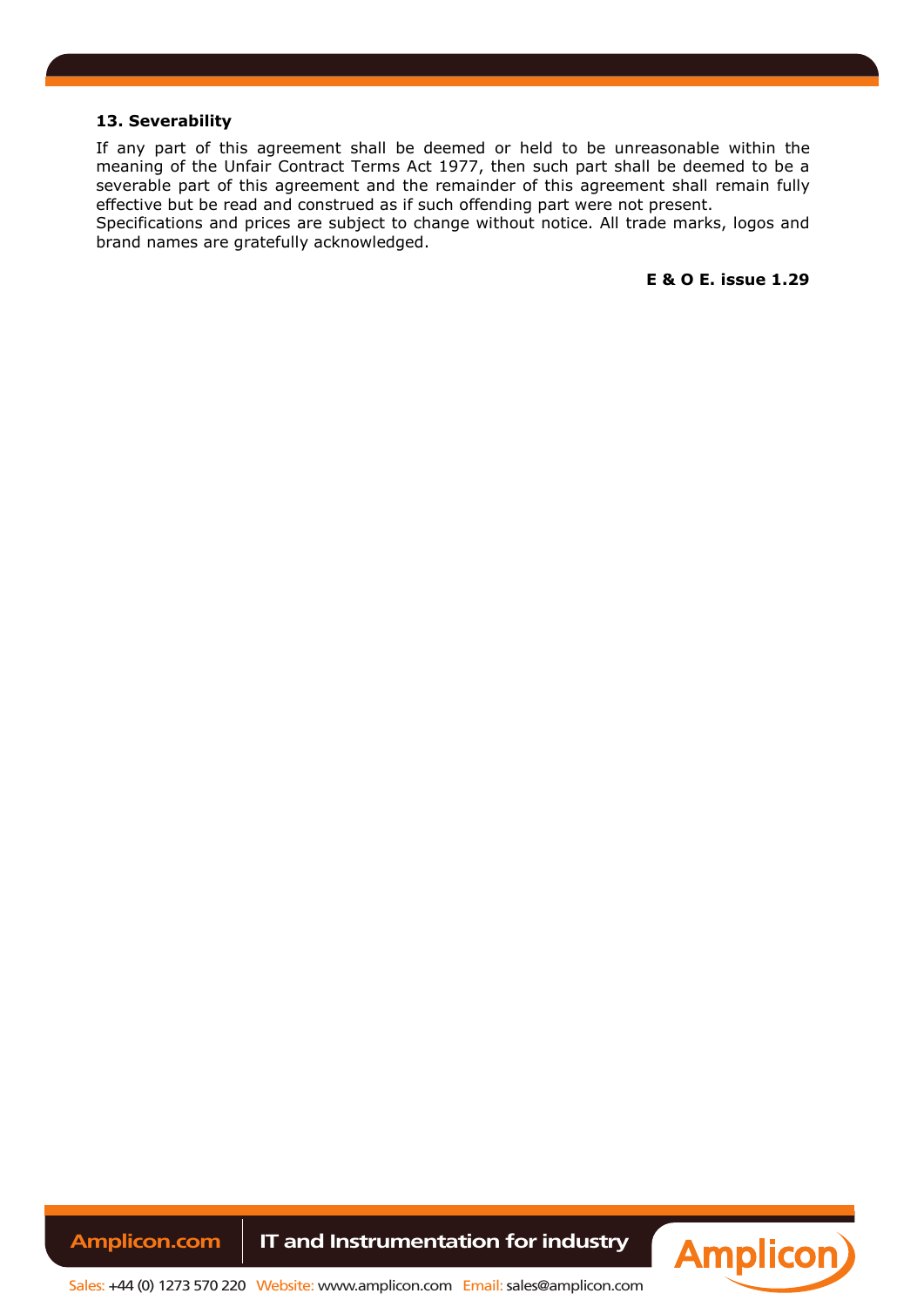### 13. Severability

If any part of this agreement shall be deemed or held to be unreasonable within the meaning of the Unfair Contract Terms Act 1977, then such part shall be deemed to be a severable part of this agreement and the remainder of this agreement shall remain fully effective but be read and construed as if such offending part were not present.
Specifications and prices are subject to change without notice. All trade marks, logos and brand names are gratefully acknowledged.

**E & O E. issue 1.29**